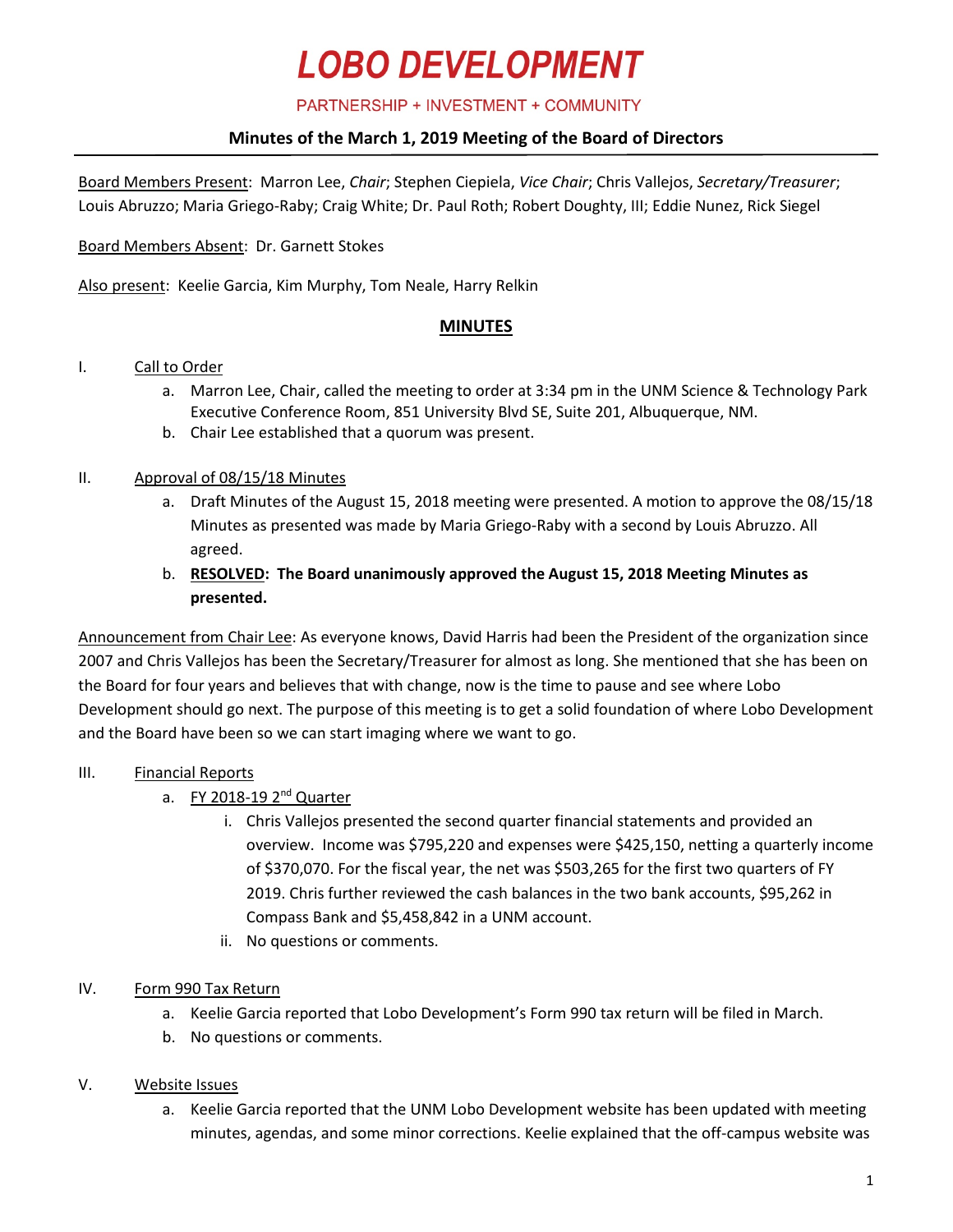# LOBO DEVELOPMENT

PARTNERSHIP + INVESTMENT + COMMUNITY

## Minutes of the March 1, 2019 Meeting of the Board of Directors

Board Members Present: Marron Lee, *Chair*; Stephen Ciepiela, *Vice Chair*; Chris Vallejos, *Secretary/Treasurer*; Louis Abruzzo; Maria Griego-Raby; Craig White; Dr. Paul Roth; Robert Doughty, III; Eddie Nunez, Rick Siegel

Board Members Absent: Dr. Garnett Stokes

Also present: Keelie Garcia, Kim Murphy, Tom Neale, Harry Relkin

## MINUTES

I. Call to Order

a. Marron Lee, Chair, called the meeting to order at 3:34 pm in the UNM Science & Technology Park Executive Conference Room, 851 University Blvd SE, Suite 201, Albuquerque, NM.

b. Chair Lee established that a quorum was present.

II. Approval of 08/15/18 Minutes

a. Draft Minutes of the August 15, 2018 meeting were presented. A motion to approve the 08/15/18 Minutes as presented was made by Maria Griego-Raby with a second by Louis Abruzzo. All agreed.

b. **RESOLVED: The Board unanimously approved the August 15, 2018 Meeting Minutes as presented.**

Announcement from Chair Lee: As everyone knows, David Harris had been the President of the organization since 2007 and Chris Vallejos has been the Secretary/Treasurer for almost as long. She mentioned that she has been on the Board for four years and believes that with change, now is the time to pause and see where Lobo Development should go next. The purpose of this meeting is to get a solid foundation of where Lobo Development and the Board have been so we can start imaging where we want to go.

III. Financial Reports

a. FY 2018-19 2nd Quarter

i. Chris Vallejos presented the second quarter financial statements and provided an overview. Income was $795,220 and expenses were $425,150, netting a quarterly income of $370,070. For the fiscal year, the net was $503,265 for the first two quarters of FY 2019. Chris further reviewed the cash balances in the two bank accounts, $95,262 in Compass Bank and $5,458,842 in a UNM account.

ii. No questions or comments.

IV. Form 990 Tax Return

a. Keelie Garcia reported that Lobo Development's Form 990 tax return will be filed in March.

b. No questions or comments.

V. Website Issues

a. Keelie Garcia reported that the UNM Lobo Development website has been updated with meeting minutes, agendas, and some minor corrections. Keelie explained that the off-campus website was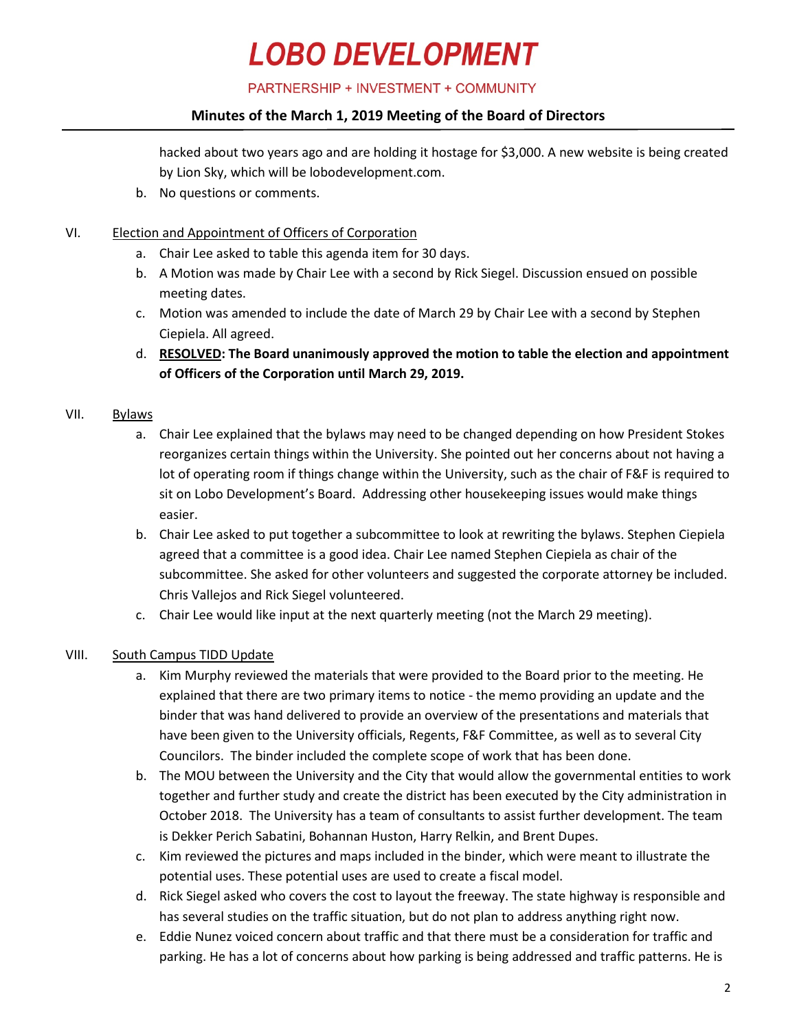hacked about two years ago and are holding it hostage for $3,000. A new website is being created by Lion Sky, which will be lobodevelopment.com.

b. No questions or comments.

VI. Election and Appointment of Officers of Corporation

a. Chair Lee asked to table this agenda item for 30 days.

b. A Motion was made by Chair Lee with a second by Rick Siegel. Discussion ensued on possible meeting dates.

c. Motion was amended to include the date of March 29 by Chair Lee with a second by Stephen Ciepiela. All agreed.

d. **RESOLVED: The Board unanimously approved the motion to table the election and appointment of Officers of the Corporation until March 29, 2019.**

VII. Bylaws

a. Chair Lee explained that the bylaws may need to be changed depending on how President Stokes reorganizes certain things within the University. She pointed out her concerns about not having a lot of operating room if things change within the University, such as the chair of F&F is required to sit on Lobo Development's Board. Addressing other housekeeping issues would make things easier.

b. Chair Lee asked to put together a subcommittee to look at rewriting the bylaws. Stephen Ciepiela agreed that a committee is a good idea. Chair Lee named Stephen Ciepiela as chair of the subcommittee. She asked for other volunteers and suggested the corporate attorney be included. Chris Vallejos and Rick Siegel volunteered.

c. Chair Lee would like input at the next quarterly meeting (not the March 29 meeting).

VIII. South Campus TIDD Update

a. Kim Murphy reviewed the materials that were provided to the Board prior to the meeting. He explained that there are two primary items to notice - the memo providing an update and the binder that was hand delivered to provide an overview of the presentations and materials that have been given to the University officials, Regents, F&F Committee, as well as to several City Councilors. The binder included the complete scope of work that has been done.

b. The MOU between the University and the City that would allow the governmental entities to work together and further study and create the district has been executed by the City administration in October 2018. The University has a team of consultants to assist further development. The team is Dekker Perich Sabatini, Bohannan Huston, Harry Relkin, and Brent Dupes.

c. Kim reviewed the pictures and maps included in the binder, which were meant to illustrate the potential uses. These potential uses are used to create a fiscal model.

d. Rick Siegel asked who covers the cost to layout the freeway. The state highway is responsible and has several studies on the traffic situation, but do not plan to address anything right now.

e. Eddie Nunez voiced concern about traffic and that there must be a consideration for traffic and parking. He has a lot of concerns about how parking is being addressed and traffic patterns. He is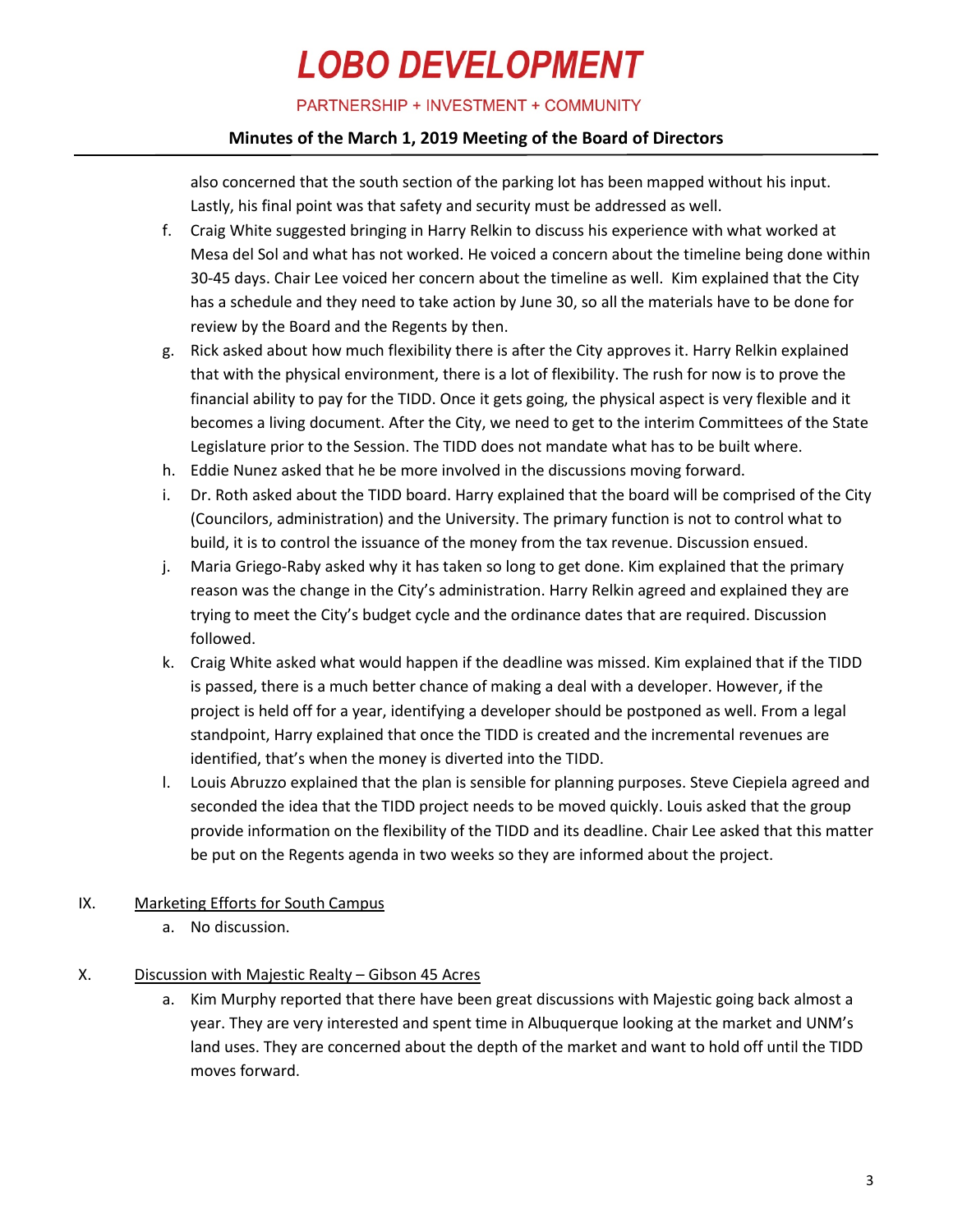also concerned that the south section of the parking lot has been mapped without his input. Lastly, his final point was that safety and security must be addressed as well.

f. Craig White suggested bringing in Harry Relkin to discuss his experience with what worked at Mesa del Sol and what has not worked. He voiced a concern about the timeline being done within 30-45 days. Chair Lee voiced her concern about the timeline as well. Kim explained that the City has a schedule and they need to take action by June 30, so all the materials have to be done for review by the Board and the Regents by then.

g. Rick asked about how much flexibility there is after the City approves it. Harry Relkin explained that with the physical environment, there is a lot of flexibility. The rush for now is to prove the financial ability to pay for the TIDD. Once it gets going, the physical aspect is very flexible and it becomes a living document. After the City, we need to get to the interim Committees of the State Legislature prior to the Session. The TIDD does not mandate what has to be built where.

h. Eddie Nunez asked that he be more involved in the discussions moving forward.

i. Dr. Roth asked about the TIDD board. Harry explained that the board will be comprised of the City (Councilors, administration) and the University. The primary function is not to control what to build, it is to control the issuance of the money from the tax revenue. Discussion ensued.

j. Maria Griego-Raby asked why it has taken so long to get done. Kim explained that the primary reason was the change in the City's administration. Harry Relkin agreed and explained they are trying to meet the City's budget cycle and the ordinance dates that are required. Discussion followed.

k. Craig White asked what would happen if the deadline was missed. Kim explained that if the TIDD is passed, there is a much better chance of making a deal with a developer. However, if the project is held off for a year, identifying a developer should be postponed as well. From a legal standpoint, Harry explained that once the TIDD is created and the incremental revenues are identified, that's when the money is diverted into the TIDD.

l. Louis Abruzzo explained that the plan is sensible for planning purposes. Steve Ciepiela agreed and seconded the idea that the TIDD project needs to be moved quickly. Louis asked that the group provide information on the flexibility of the TIDD and its deadline. Chair Lee asked that this matter be put on the Regents agenda in two weeks so they are informed about the project.

IX. Marketing Efforts for South Campus

a. No discussion.

X. Discussion with Majestic Realty – Gibson 45 Acres

a. Kim Murphy reported that there have been great discussions with Majestic going back almost a year. They are very interested and spent time in Albuquerque looking at the market and UNM's land uses. They are concerned about the depth of the market and want to hold off until the TIDD moves forward.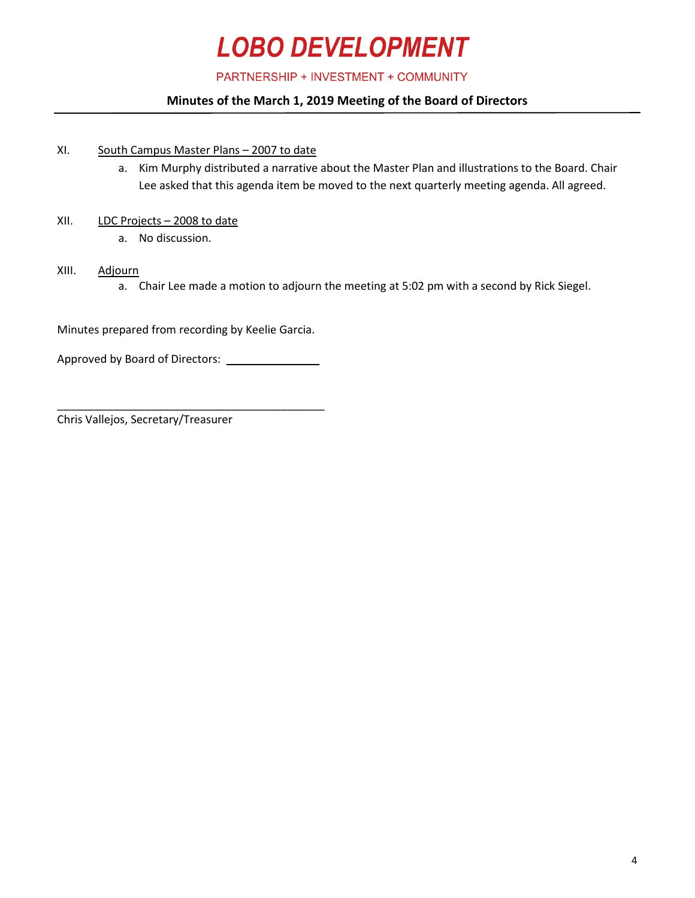XI. South Campus Master Plans – 2007 to date

   a. Kim Murphy distributed a narrative about the Master Plan and illustrations to the Board. Chair Lee asked that this agenda item be moved to the next quarterly meeting agenda. All agreed.

XII. LDC Projects – 2008 to date

   a. No discussion.

XIII. Adjourn

   a. Chair Lee made a motion to adjourn the meeting at 5:02 pm with a second by Rick Siegel.

Minutes prepared from recording by Keelie Garcia.

Approved by Board of Directors: ______________

_____________________________________________

Chris Vallejos, Secretary/Treasurer